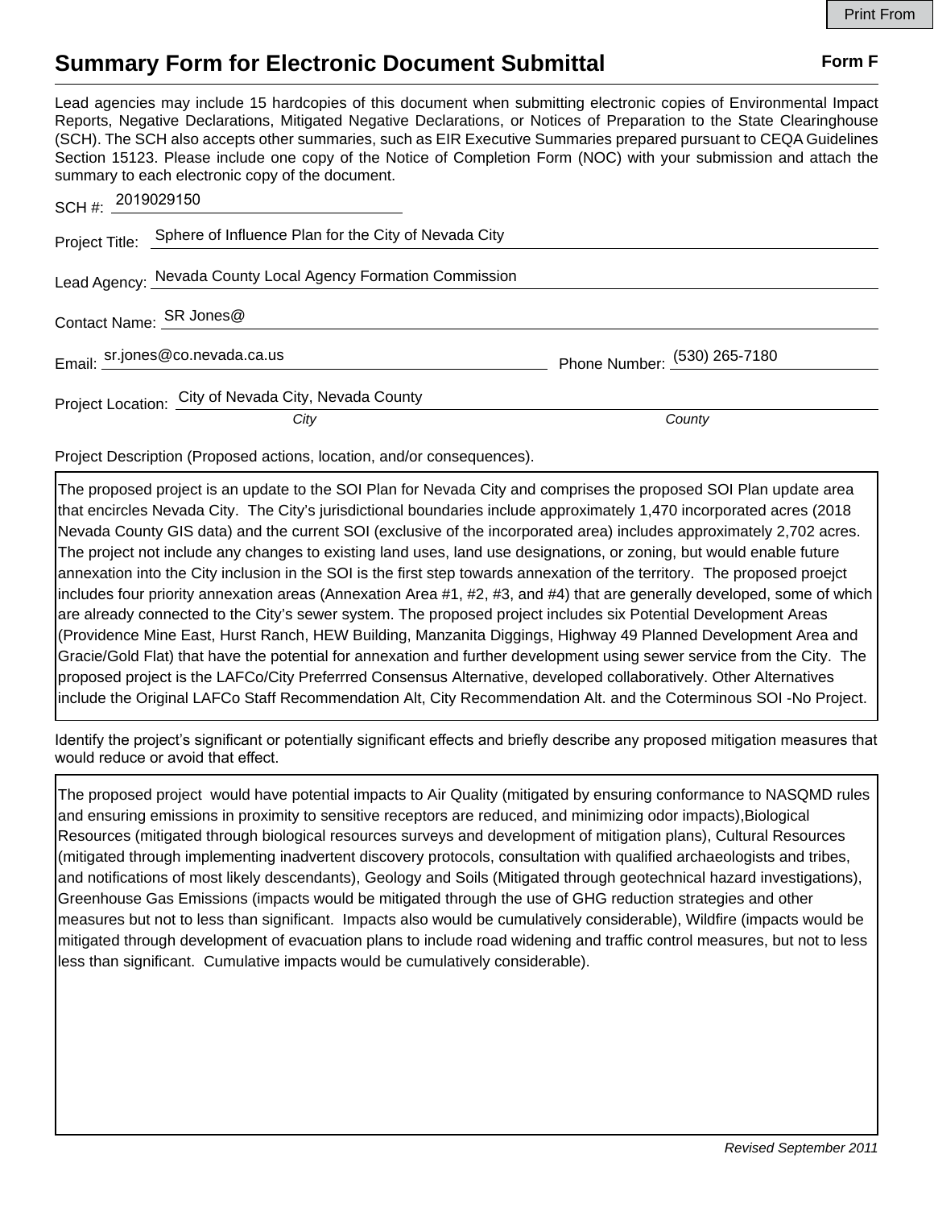Print From

# Summary Form for Electronic Document Submittal

**Form F**

Lead agencies may include 15 hardcopies of this document when submitting electronic copies of Environmental Impact Reports, Negative Declarations, Mitigated Negative Declarations, or Notices of Preparation to the State Clearinghouse (SCH). The SCH also accepts other summaries, such as EIR Executive Summaries prepared pursuant to CEQA Guidelines Section 15123. Please include one copy of the Notice of Completion Form (NOC) with your submission and attach the summary to each electronic copy of the document.

SCH #: 2019029150

Project Title: Sphere of Influence Plan for the City of Nevada City

Lead Agency: Nevada County Local Agency Formation Commission

Contact Name: SR Jones@

Email: sr.jones@co.nevada.ca.us Phone Number: (530) 265-7180

Project Location: City of Nevada City, Nevada County

*City* *County*

Project Description (Proposed actions, location, and/or consequences).

The proposed project is an update to the SOI Plan for Nevada City and comprises the proposed SOI Plan update area that encircles Nevada City. The City's jurisdictional boundaries include approximately 1,470 incorporated acres (2018 Nevada County GIS data) and the current SOI (exclusive of the incorporated area) includes approximately 2,702 acres. The project not include any changes to existing land uses, land use designations, or zoning, but would enable future annexation into the City inclusion in the SOI is the first step towards annexation of the territory. The proposed proejct includes four priority annexation areas (Annexation Area #1, #2, #3, and #4) that are generally developed, some of which are already connected to the City's sewer system. The proposed project includes six Potential Development Areas (Providence Mine East, Hurst Ranch, HEW Building, Manzanita Diggings, Highway 49 Planned Development Area and Gracie/Gold Flat) that have the potential for annexation and further development using sewer service from the City. The proposed project is the LAFCo/City Preferrred Consensus Alternative, developed collaboratively. Other Alternatives include the Original LAFCo Staff Recommendation Alt, City Recommendation Alt. and the Coterminous SOI -No Project.

Identify the project's significant or potentially significant effects and briefly describe any proposed mitigation measures that would reduce or avoid that effect.

The proposed project would have potential impacts to Air Quality (mitigated by ensuring conformance to NASQMD rules and ensuring emissions in proximity to sensitive receptors are reduced, and minimizing odor impacts),Biological Resources (mitigated through biological resources surveys and development of mitigation plans), Cultural Resources (mitigated through implementing inadvertent discovery protocols, consultation with qualified archaeologists and tribes, and notifications of most likely descendants), Geology and Soils (Mitigated through geotechnical hazard investigations), Greenhouse Gas Emissions (impacts would be mitigated through the use of GHG reduction strategies and other measures but not to less than significant. Impacts also would be cumulatively considerable), Wildfire (impacts would be mitigated through development of evacuation plans to include road widening and traffic control measures, but not to less less than significant. Cumulative impacts would be cumulatively considerable).

*Revised September 2011*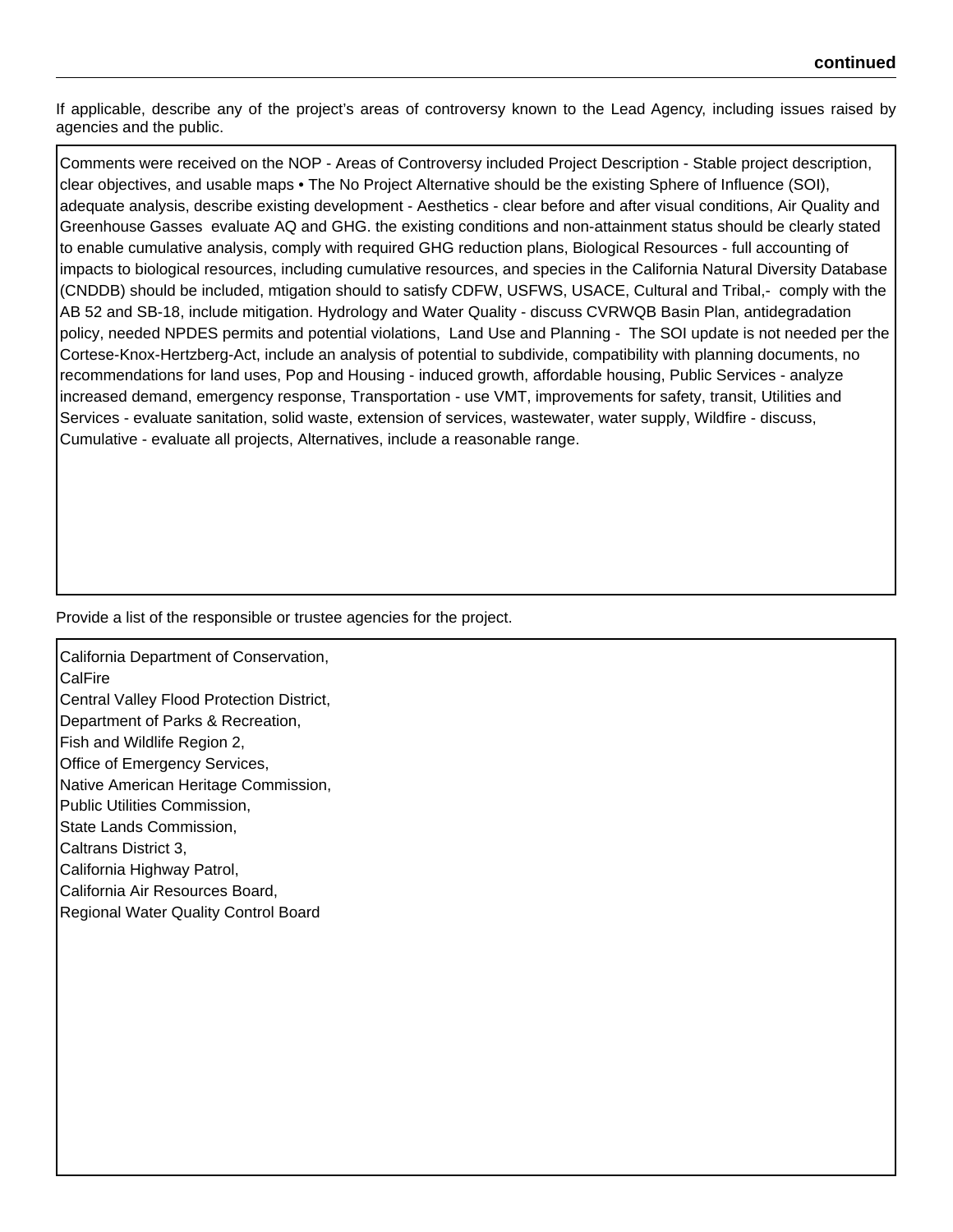**continued**

If applicable, describe any of the project's areas of controversy known to the Lead Agency, including issues raised by agencies and the public.

Comments were received on the NOP - Areas of Controversy included Project Description - Stable project description, clear objectives, and usable maps • The No Project Alternative should be the existing Sphere of Influence (SOI), adequate analysis, describe existing development - Aesthetics - clear before and after visual conditions, Air Quality and Greenhouse Gasses evaluate AQ and GHG. the existing conditions and non-attainment status should be clearly stated to enable cumulative analysis, comply with required GHG reduction plans, Biological Resources - full accounting of impacts to biological resources, including cumulative resources, and species in the California Natural Diversity Database (CNDDB) should be included, mtigation should to satisfy CDFW, USFWS, USACE, Cultural and Tribal,- comply with the AB 52 and SB-18, include mitigation. Hydrology and Water Quality - discuss CVRWQB Basin Plan, antidegradation policy, needed NPDES permits and potential violations, Land Use and Planning - The SOI update is not needed per the Cortese-Knox-Hertzberg-Act, include an analysis of potential to subdivide, compatibility with planning documents, no recommendations for land uses, Pop and Housing - induced growth, affordable housing, Public Services - analyze increased demand, emergency response, Transportation - use VMT, improvements for safety, transit, Utilities and Services - evaluate sanitation, solid waste, extension of services, wastewater, water supply, Wildfire - discuss, Cumulative - evaluate all projects, Alternatives, include a reasonable range.

Provide a list of the responsible or trustee agencies for the project.

California Department of Conservation,
CalFire
Central Valley Flood Protection District,
Department of Parks & Recreation,
Fish and Wildlife Region 2,
Office of Emergency Services,
Native American Heritage Commission,
Public Utilities Commission,
State Lands Commission,
Caltrans District 3,
California Highway Patrol,
California Air Resources Board,
Regional Water Quality Control Board